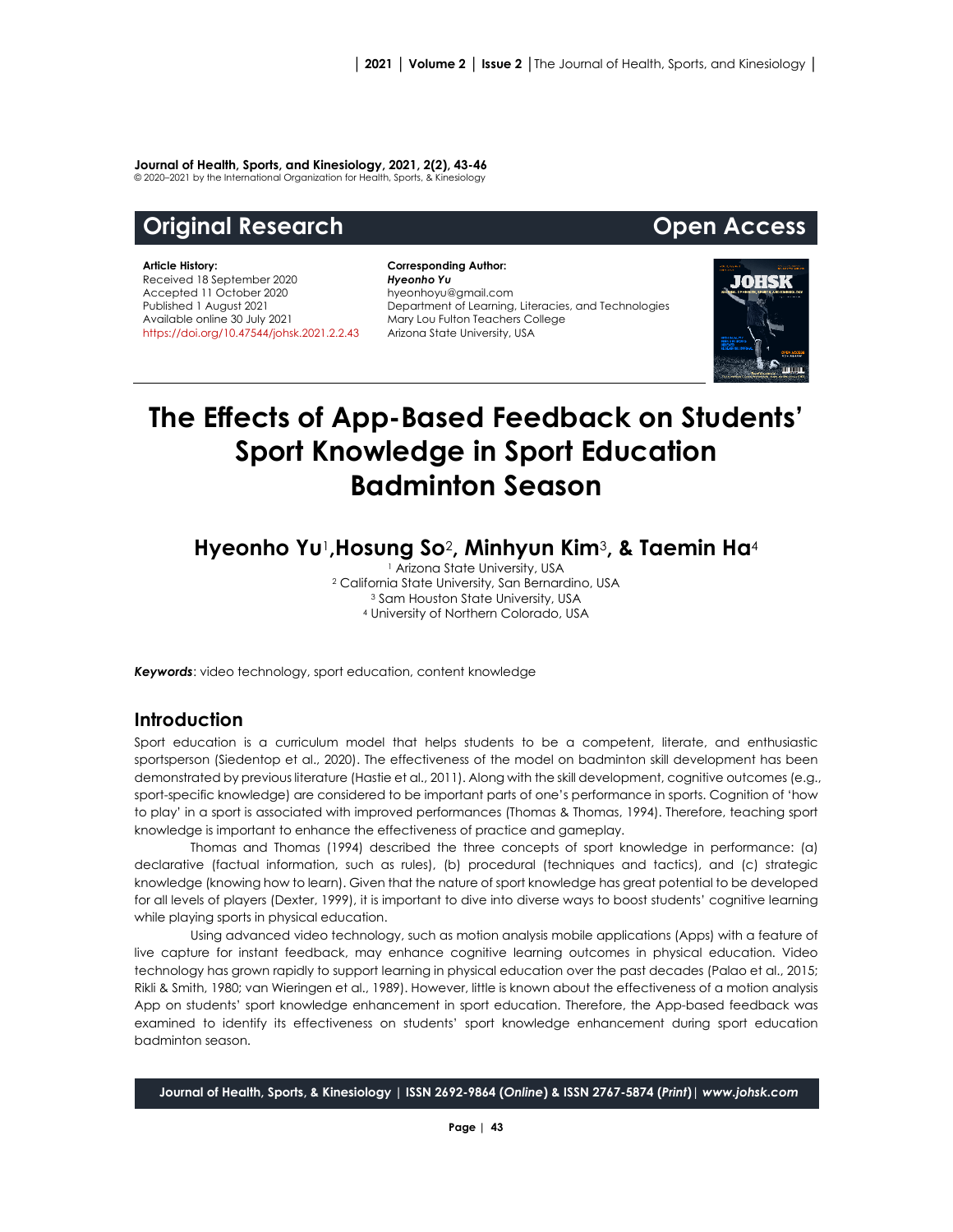**Journal of Health, Sports, and Kinesiology, 2021, 2(2), 43-46**
© 2020–2021 by the International Organization for Health, Sports, & Kinesiology

**Original Research** **Open Access**

**Article History:**
Received 18 September 2020
Accepted 11 October 2020
Published 1 August 2021
Available online 30 July 2021
https://doi.org/10.47544/johsk.2021.2.2.43

**Corresponding Author:**
***Hyeonho Yu***
hyeonhoyu@gmail.com
Department of Learning, Literacies, and Technologies
Mary Lou Fulton Teachers College
Arizona State University, USA

# The Effects of App-Based Feedback on Students' Sport Knowledge in Sport Education Badminton Season

## Hyeonho Yu[1], Hosung So[2], Minhyun Kim[3], & Taemin Ha[4]

[1] Arizona State University, USA
[2] California State University, San Bernardino, USA
[3] Sam Houston State University, USA
[4] University of Northern Colorado, USA

***Keywords***: video technology, sport education, content knowledge

## Introduction

Sport education is a curriculum model that helps students to be a competent, literate, and enthusiastic sportsperson (Siedentop et al., 2020). The effectiveness of the model on badminton skill development has been demonstrated by previous literature (Hastie et al., 2011). Along with the skill development, cognitive outcomes (e.g., sport-specific knowledge) are considered to be important parts of one's performance in sports. Cognition of 'how to play' in a sport is associated with improved performances (Thomas & Thomas, 1994). Therefore, teaching sport knowledge is important to enhance the effectiveness of practice and gameplay.

Thomas and Thomas (1994) described the three concepts of sport knowledge in performance: (a) declarative (factual information, such as rules), (b) procedural (techniques and tactics), and (c) strategic knowledge (knowing how to learn). Given that the nature of sport knowledge has great potential to be developed for all levels of players (Dexter, 1999), it is important to dive into diverse ways to boost students' cognitive learning while playing sports in physical education.

Using advanced video technology, such as motion analysis mobile applications (Apps) with a feature of live capture for instant feedback, may enhance cognitive learning outcomes in physical education. Video technology has grown rapidly to support learning in physical education over the past decades (Palao et al., 2015; Rikli & Smith, 1980; van Wieringen et al., 1989). However, little is known about the effectiveness of a motion analysis App on students' sport knowledge enhancement in sport education. Therefore, the App-based feedback was examined to identify its effectiveness on students' sport knowledge enhancement during sport education badminton season.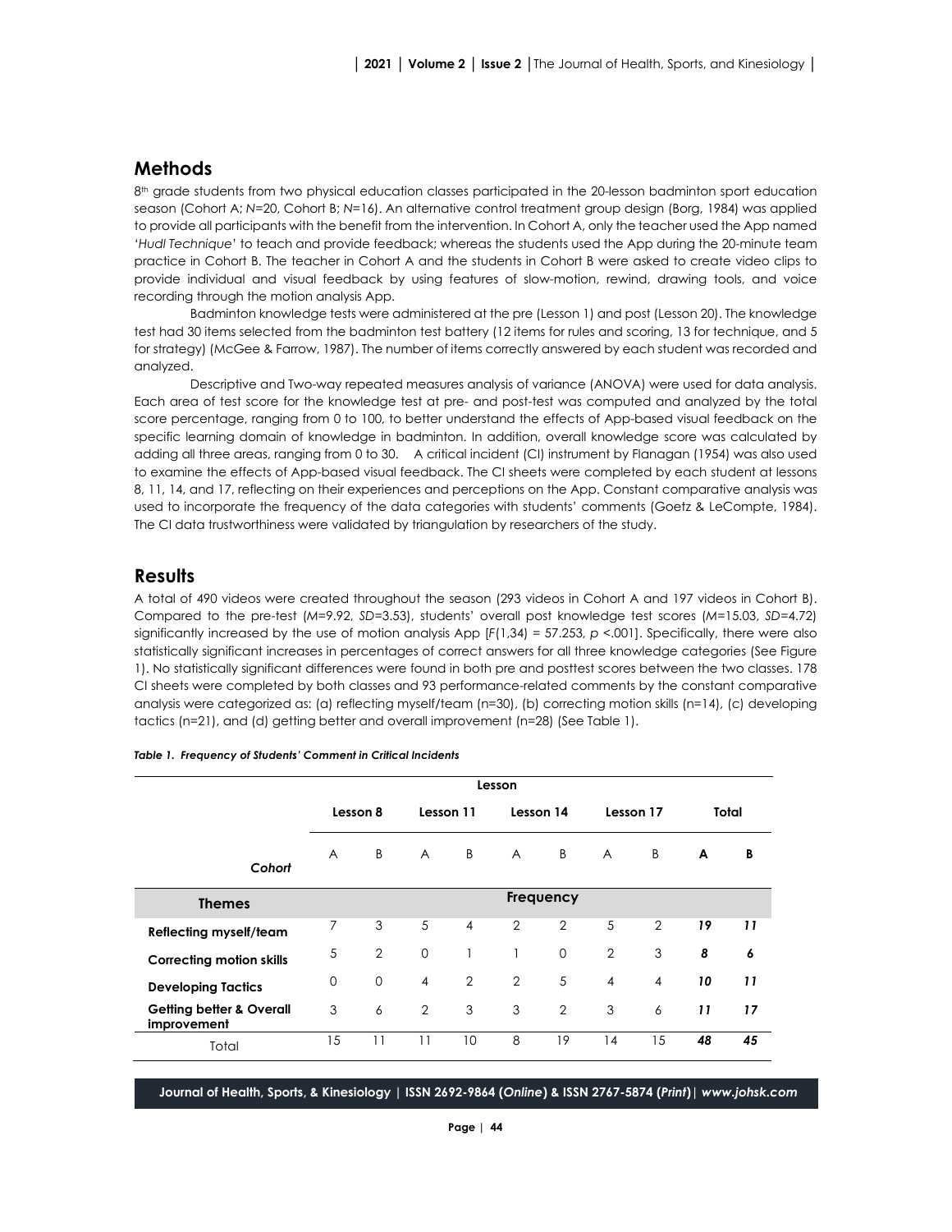## Methods

8th grade students from two physical education classes participated in the 20-lesson badminton sport education season (Cohort A; *N*=20, Cohort B; *N*=16). An alternative control treatment group design (Borg, 1984) was applied to provide all participants with the benefit from the intervention. In Cohort A, only the teacher used the App named '*Hudl Technique*' to teach and provide feedback; whereas the students used the App during the 20-minute team practice in Cohort B. The teacher in Cohort A and the students in Cohort B were asked to create video clips to provide individual and visual feedback by using features of slow-motion, rewind, drawing tools, and voice recording through the motion analysis App.

Badminton knowledge tests were administered at the pre (Lesson 1) and post (Lesson 20). The knowledge test had 30 items selected from the badminton test battery (12 items for rules and scoring, 13 for technique, and 5 for strategy) (McGee & Farrow, 1987). The number of items correctly answered by each student was recorded and analyzed.

Descriptive and Two-way repeated measures analysis of variance (ANOVA) were used for data analysis. Each area of test score for the knowledge test at pre- and post-test was computed and analyzed by the total score percentage, ranging from 0 to 100, to better understand the effects of App-based visual feedback on the specific learning domain of knowledge in badminton. In addition, overall knowledge score was calculated by adding all three areas, ranging from 0 to 30. A critical incident (CI) instrument by Flanagan (1954) was also used to examine the effects of App-based visual feedback. The CI sheets were completed by each student at lessons 8, 11, 14, and 17, reflecting on their experiences and perceptions on the App. Constant comparative analysis was used to incorporate the frequency of the data categories with students' comments (Goetz & LeCompte, 1984). The CI data trustworthiness were validated by triangulation by researchers of the study.

## Results

A total of 490 videos were created throughout the season (293 videos in Cohort A and 197 videos in Cohort B). Compared to the pre-test ($M$=9.92, $SD$=3.53), students' overall post knowledge test scores ($M$=15.03, $SD$=4.72) significantly increased by the use of motion analysis App [$F(1,34)$ = 57.253, $p$ <.001]. Specifically, there were also statistically significant increases in percentages of correct answers for all three knowledge categories (See Figure 1). No statistically significant differences were found in both pre and posttest scores between the two classes. 178 CI sheets were completed by both classes and 93 performance-related comments by the constant comparative analysis were categorized as: (a) reflecting myself/team (n=30), (b) correcting motion skills (n=14), (c) developing tactics (n=21), and (d) getting better and overall improvement (n=28) (See Table 1).

***Table 1. Frequency of Students' Comment in Critical Incidents***

| | Lesson | | | | | | | | | |
|---|---|---|---|---|---|---|---|---|---|---|
| | Lesson 8 | | Lesson 11 | | Lesson 14 | | Lesson 17 | | Total | |
| ***Cohort*** | A | B | A | B | A | B | A | B | **A** | **B** |
| **Themes** | Frequency | | | | | | | | | |
| **Reflecting myself/team** | 7 | 3 | 5 | 4 | 2 | 2 | 5 | 2 | ***19*** | ***11*** |
| **Correcting motion skills** | 5 | 2 | 0 | 1 | 1 | 0 | 2 | 3 | ***8*** | ***6*** |
| **Developing Tactics** | 0 | 0 | 4 | 2 | 2 | 5 | 4 | 4 | ***10*** | ***11*** |
| **Getting better & Overall improvement** | 3 | 6 | 2 | 3 | 3 | 2 | 3 | 6 | ***11*** | ***17*** |
| Total | 15 | 11 | 11 | 10 | 8 | 19 | 14 | 15 | ***48*** | ***45*** |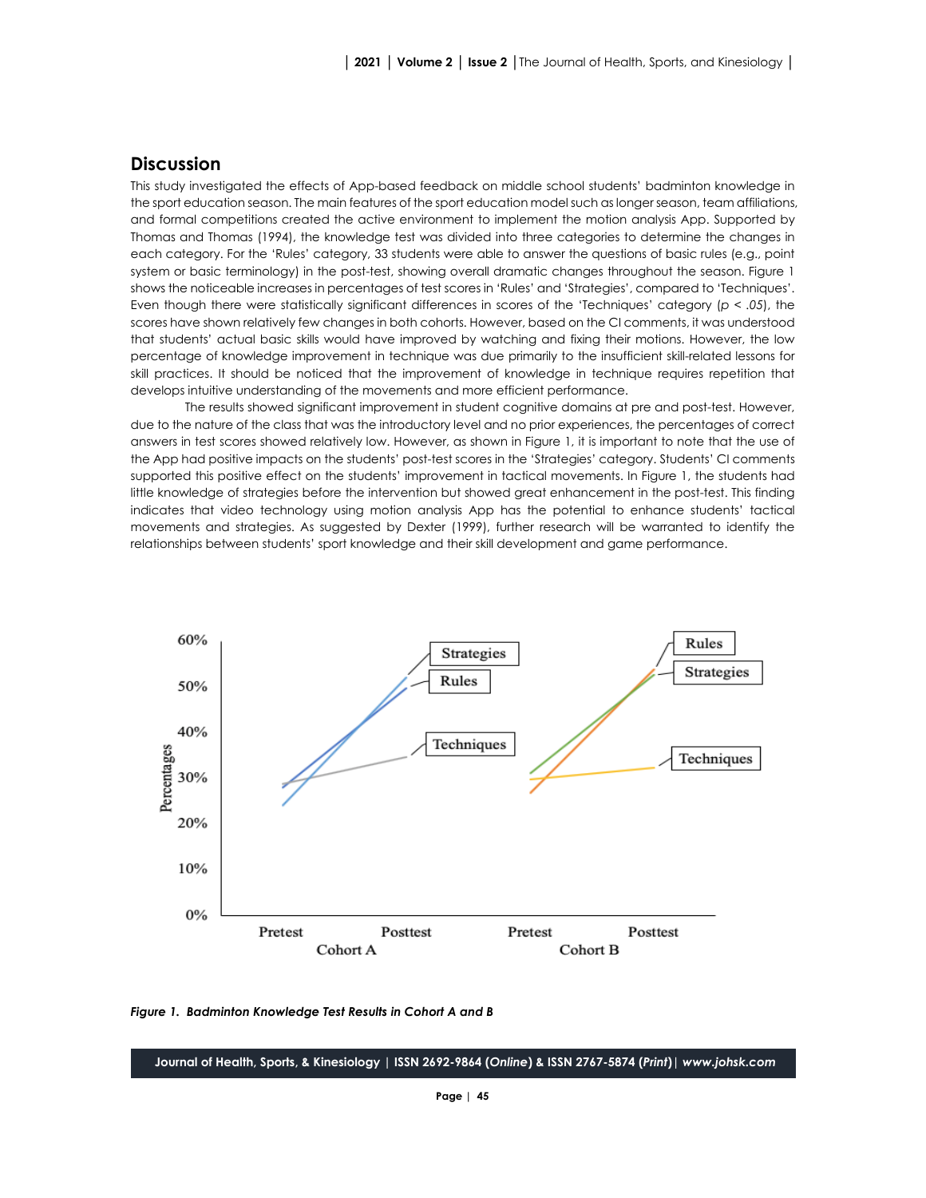## Discussion

This study investigated the effects of App-based feedback on middle school students' badminton knowledge in the sport education season. The main features of the sport education model such as longer season, team affiliations, and formal competitions created the active environment to implement the motion analysis App. Supported by Thomas and Thomas (1994), the knowledge test was divided into three categories to determine the changes in each category. For the 'Rules' category, 33 students were able to answer the questions of basic rules (e.g., point system or basic terminology) in the post-test, showing overall dramatic changes throughout the season. Figure 1 shows the noticeable increases in percentages of test scores in 'Rules' and 'Strategies', compared to 'Techniques'. Even though there were statistically significant differences in scores of the 'Techniques' category ($p < .05$), the scores have shown relatively few changes in both cohorts. However, based on the CI comments, it was understood that students' actual basic skills would have improved by watching and fixing their motions. However, the low percentage of knowledge improvement in technique was due primarily to the insufficient skill-related lessons for skill practices. It should be noticed that the improvement of knowledge in technique requires repetition that develops intuitive understanding of the movements and more efficient performance.

The results showed significant improvement in student cognitive domains at pre and post-test. However, due to the nature of the class that was the introductory level and no prior experiences, the percentages of correct answers in test scores showed relatively low. However, as shown in Figure 1, it is important to note that the use of the App had positive impacts on the students' post-test scores in the 'Strategies' category. Students' CI comments supported this positive effect on the students' improvement in tactical movements. In Figure 1, the students had little knowledge of strategies before the intervention but showed great enhancement in the post-test. This finding indicates that video technology using motion analysis App has the potential to enhance students' tactical movements and strategies. As suggested by Dexter (1999), further research will be warranted to identify the relationships between students' sport knowledge and their skill development and game performance.

*Figure 1. Badminton Knowledge Test Results in Cohort A and B*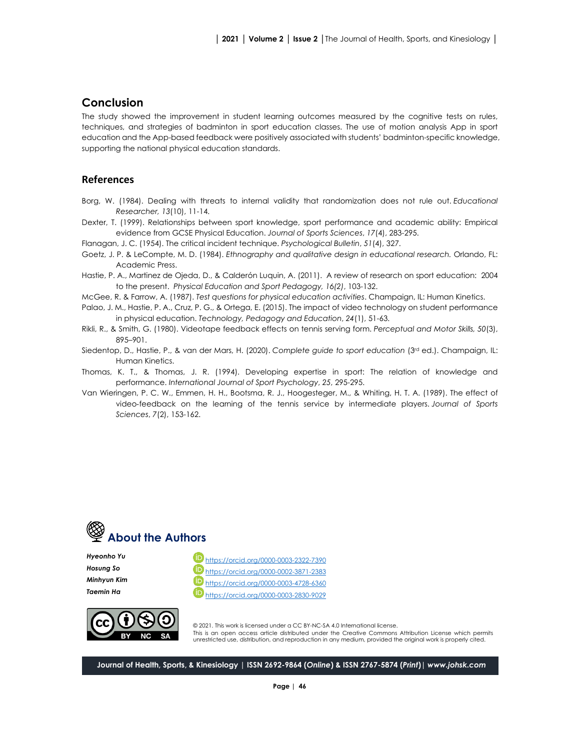## Conclusion

The study showed the improvement in student learning outcomes measured by the cognitive tests on rules, techniques, and strategies of badminton in sport education classes. The use of motion analysis App in sport education and the App-based feedback were positively associated with students' badminton-specific knowledge, supporting the national physical education standards.

## References

Borg, W. (1984). Dealing with threats to internal validity that randomization does not rule out. *Educational Researcher, 13*(10), 11-14.

Dexter, T. (1999). Relationships between sport knowledge, sport performance and academic ability: Empirical evidence from GCSE Physical Education. *Journal of Sports Sciences*, *17*(4), 283-295.

Flanagan, J. C. (1954). The critical incident technique. *Psychological Bulletin*, *51*(4), 327.

Goetz, J. P. & LeCompte, M. D. (1984). *Ethnography and qualitative design in educational research.* Orlando, FL: Academic Press.

Hastie, P. A., Martinez de Ojeda, D., & Calderón Luquin, A. (2011). A review of research on sport education: 2004 to the present. *Physical Education and Sport Pedagogy, 16(2)*, 103-132.

McGee, R. & Farrow, A. (1987). *Test questions for physical education activities*. Champaign, IL: Human Kinetics.

Palao, J. M., Hastie, P. A., Cruz, P. G., & Ortega, E. (2015). The impact of video technology on student performance in physical education. *Technology, Pedagogy and Education*, *24*(1), 51-63.

Rikli, R., & Smith, G. (1980). Videotape feedback effects on tennis serving form. *Perceptual and Motor Skills, 50*(3), 895–901.

Siedentop, D., Hastie, P., & van der Mars, H. (2020). *Complete guide to sport education* (3rd ed.). Champaign, IL: Human Kinetics.

Thomas, K. T., & Thomas, J. R. (1994). Developing expertise in sport: The relation of knowledge and performance. *International Journal of Sport Psychology*, *25*, 295-295.

Van Wieringen, P. C. W., Emmen, H. H., Bootsma, R. J., Hoogesteger, M., & Whiting, H. T. A. (1989). The effect of video-feedback on the learning of the tennis service by intermediate players. *Journal of Sports Sciences*, *7*(2), 153-162.

## About the Authors

*Hyeonho Yu* https://orcid.org/0000-0003-2322-7390
*Hosung So* https://orcid.org/0000-0002-3871-2383
*Minhyun Kim* https://orcid.org/0000-0003-4728-6360
*Taemin Ha* https://orcid.org/0000-0003-2830-9029

© 2021. This work is licensed under a CC BY-NC-SA 4.0 International license.
This is an open access article distributed under the Creative Commons Attribution License which permits unrestricted use, distribution, and reproduction in any medium, provided the original work is properly cited.